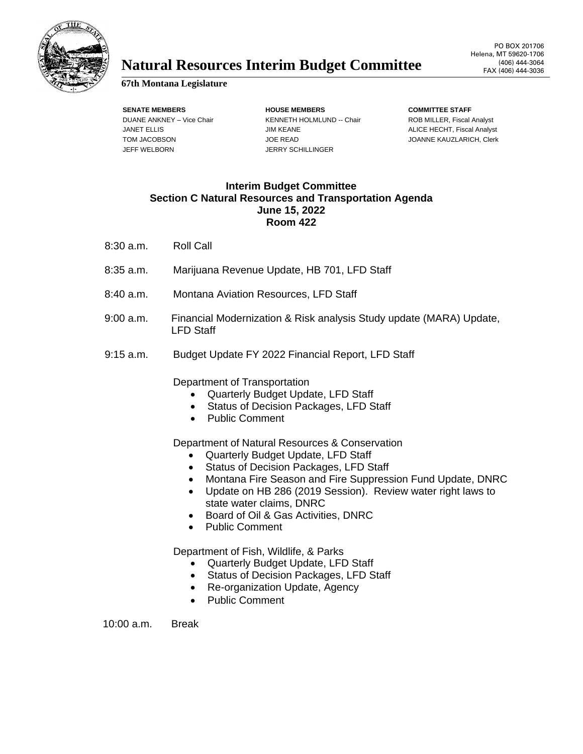# Natural Resources Interim Budget Committee

**67th Montana Legislature**

PO BOX 201706
Helena, MT 59620-1706
(406) 444-3064
FAX (406) 444-3036

| SENATE MEMBERS | HOUSE MEMBERS | COMMITTEE STAFF |
|---|---|---|
| DUANE ANKNEY – Vice Chair | KENNETH HOLMLUND -- Chair | ROB MILLER, Fiscal Analyst |
| JANET ELLIS | JIM KEANE | ALICE HECHT, Fiscal Analyst |
| TOM JACOBSON | JOE READ | JOANNE KAUZLARICH, Clerk |
| JEFF WELBORN | JERRY SCHILLINGER | |

**Interim Budget Committee**
**Section C Natural Resources and Transportation Agenda**
**June 15, 2022**
**Room 422**

8:30 a.m. Roll Call

8:35 a.m. Marijuana Revenue Update, HB 701, LFD Staff

8:40 a.m. Montana Aviation Resources, LFD Staff

9:00 a.m. Financial Modernization & Risk analysis Study update (MARA) Update, LFD Staff

9:15 a.m. Budget Update FY 2022 Financial Report, LFD Staff

Department of Transportation

- Quarterly Budget Update, LFD Staff
- Status of Decision Packages, LFD Staff
- Public Comment

Department of Natural Resources & Conservation

- Quarterly Budget Update, LFD Staff
- Status of Decision Packages, LFD Staff
- Montana Fire Season and Fire Suppression Fund Update, DNRC
- Update on HB 286 (2019 Session). Review water right laws to state water claims, DNRC
- Board of Oil & Gas Activities, DNRC
- Public Comment

Department of Fish, Wildlife, & Parks

- Quarterly Budget Update, LFD Staff
- Status of Decision Packages, LFD Staff
- Re-organization Update, Agency
- Public Comment

10:00 a.m. Break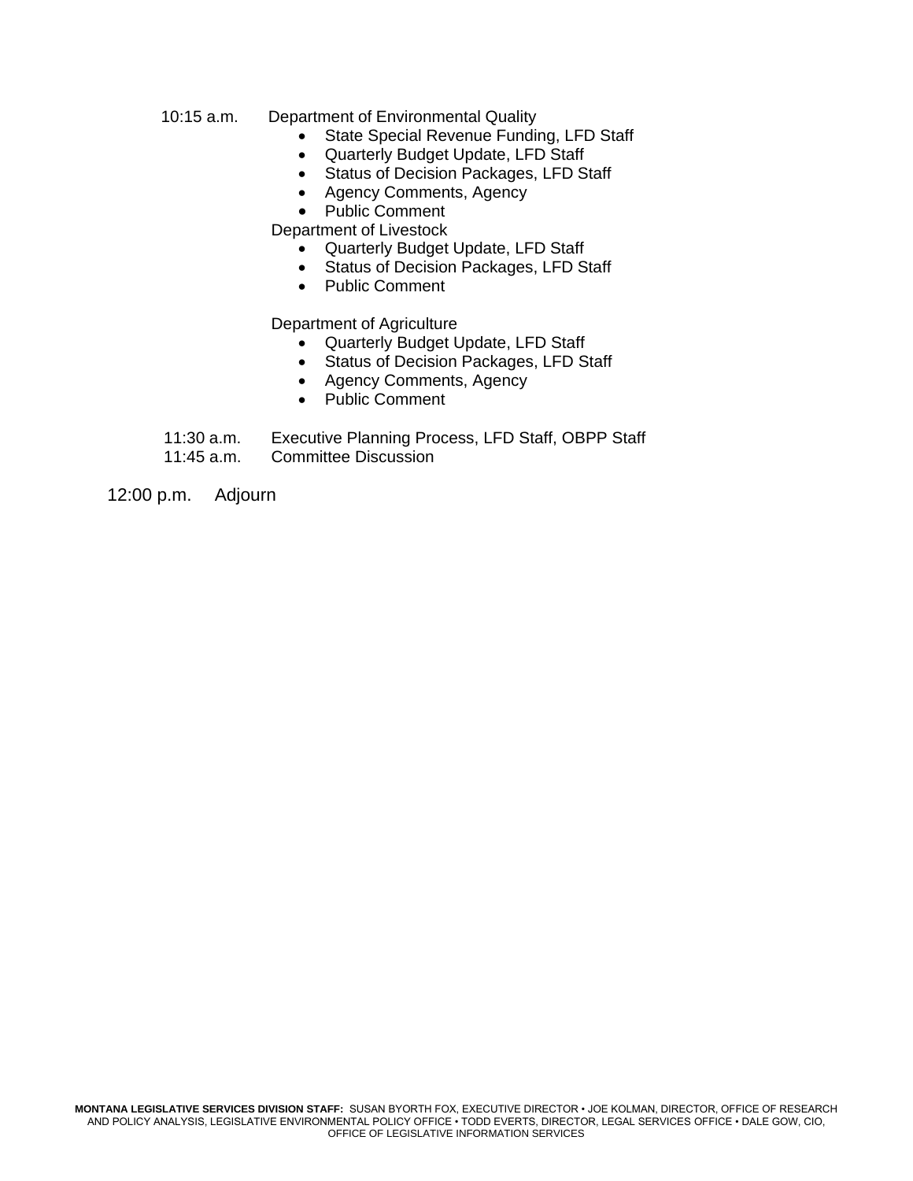10:15 a.m. Department of Environmental Quality

- State Special Revenue Funding, LFD Staff
- Quarterly Budget Update, LFD Staff
- Status of Decision Packages, LFD Staff
- Agency Comments, Agency
- Public Comment

Department of Livestock

- Quarterly Budget Update, LFD Staff
- Status of Decision Packages, LFD Staff
- Public Comment

Department of Agriculture

- Quarterly Budget Update, LFD Staff
- Status of Decision Packages, LFD Staff
- Agency Comments, Agency
- Public Comment

11:30 a.m. Executive Planning Process, LFD Staff, OBPP Staff

11:45 a.m. Committee Discussion

12:00 p.m. Adjourn

**MONTANA LEGISLATIVE SERVICES DIVISION STAFF:** SUSAN BYORTH FOX, EXECUTIVE DIRECTOR • JOE KOLMAN, DIRECTOR, OFFICE OF RESEARCH AND POLICY ANALYSIS, LEGISLATIVE ENVIRONMENTAL POLICY OFFICE • TODD EVERTS, DIRECTOR, LEGAL SERVICES OFFICE • DALE GOW, CIO, OFFICE OF LEGISLATIVE INFORMATION SERVICES